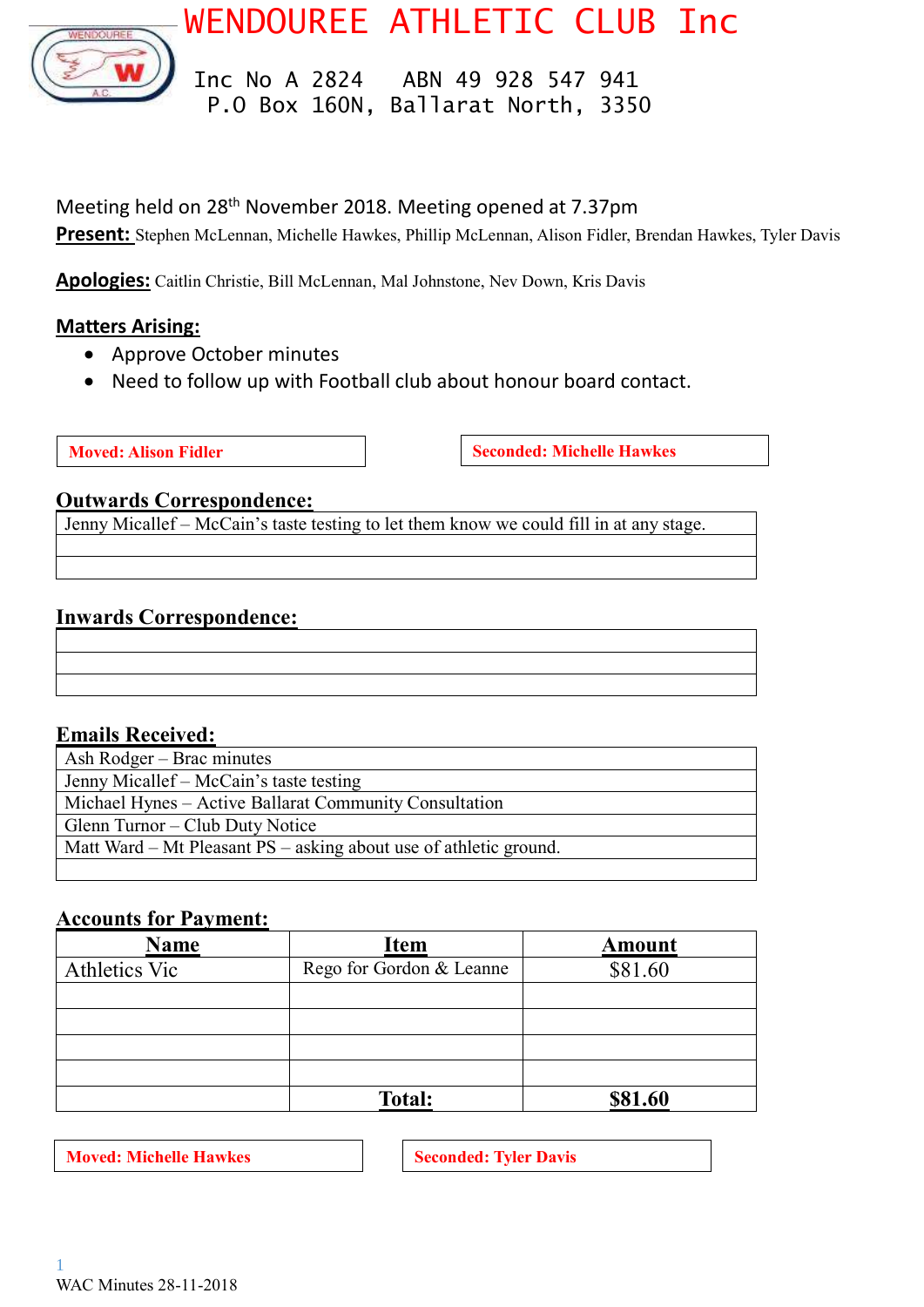# WENDOUREE ATHLETIC CLUB Inc

Inc No A 2824    ABN 49 928 547 941
P.O Box 160N, Ballarat North, 3350

Meeting held on 28th November 2018. Meeting opened at 7.37pm

**Present:** Stephen McLennan, Michelle Hawkes, Phillip McLennan, Alison Fidler, Brendan Hawkes, Tyler Davis

**Apologies:** Caitlin Christie, Bill McLennan, Mal Johnstone, Nev Down, Kris Davis

## Matters Arising:

- Approve October minutes
- Need to follow up with Football club about honour board contact.

**Moved: Alison Fidler**    **Seconded: Michelle Hawkes**

## Outwards Correspondence:

| |
|---|
| Jenny Micallef – McCain's taste testing to let them know we could fill in at any stage. |
| |
| |

## Inwards Correspondence:

| |
|---|
| |
| |
| |

## Emails Received:

| |
|---|
| Ash Rodger – Brac minutes |
| Jenny Micallef – McCain's taste testing |
| Michael Hynes – Active Ballarat Community Consultation |
| Glenn Turnor – Club Duty Notice |
| Matt Ward – Mt Pleasant PS – asking about use of athletic ground. |
| |

## Accounts for Payment:

| Name | Item | Amount |
|---|---|---|
| Athletics Vic | Rego for Gordon & Leanne | $81.60 |
| | | |
| | | |
| | | |
| | | |
| | **Total:** | **$81.60** |

**Moved: Michelle Hawkes**    **Seconded: Tyler Davis**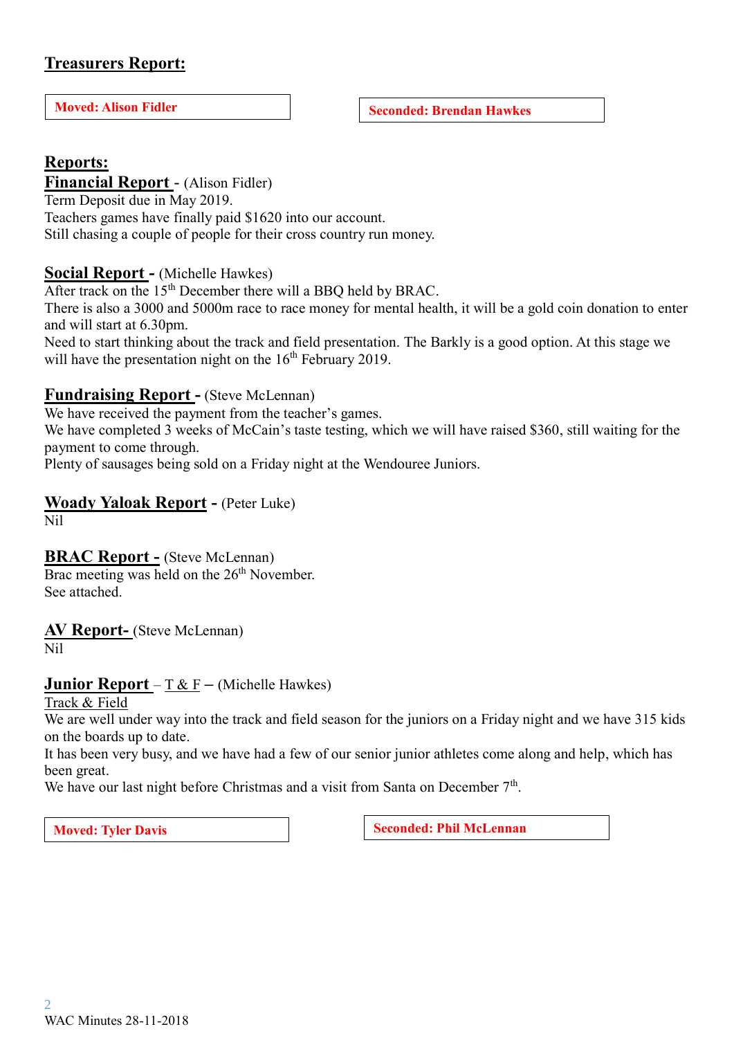## Treasurers Report:

**Moved: Alison Fidler**

**Seconded: Brendan Hawkes**

## Reports:

**Financial Report** - (Alison Fidler)
Term Deposit due in May 2019.
Teachers games have finally paid $1620 into our account.
Still chasing a couple of people for their cross country run money.

**Social Report** - (Michelle Hawkes)
After track on the 15th December there will a BBQ held by BRAC.
There is also a 3000 and 5000m race to race money for mental health, it will be a gold coin donation to enter and will start at 6.30pm.
Need to start thinking about the track and field presentation. The Barkly is a good option. At this stage we will have the presentation night on the 16th February 2019.

**Fundraising Report** - (Steve McLennan)
We have received the payment from the teacher's games.
We have completed 3 weeks of McCain's taste testing, which we will have raised $360, still waiting for the payment to come through.
Plenty of sausages being sold on a Friday night at the Wendouree Juniors.

**Woady Yaloak Report** - (Peter Luke)
Nil

**BRAC Report** - (Steve McLennan)
Brac meeting was held on the 26th November.
See attached.

**AV Report**- (Steve McLennan)
Nil

**Junior Report** – T & F – (Michelle Hawkes)
Track & Field
We are well under way into the track and field season for the juniors on a Friday night and we have 315 kids on the boards up to date.
It has been very busy, and we have had a few of our senior junior athletes come along and help, which has been great.
We have our last night before Christmas and a visit from Santa on December 7th.

**Moved: Tyler Davis**

**Seconded: Phil McLennan**

WAC Minutes 28-11-2018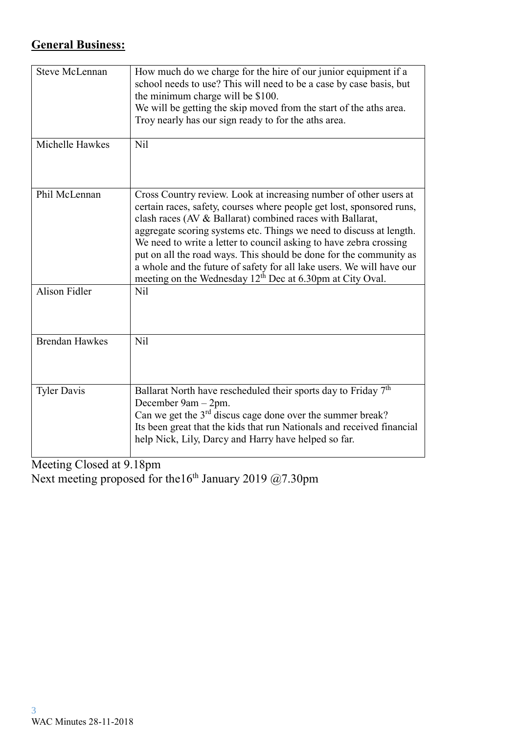## General Business:

| | |
|---|---|
| Steve McLennan | How much do we charge for the hire of our junior equipment if a school needs to use? This will need to be a case by case basis, but the minimum charge will be $100.<br>We will be getting the skip moved from the start of the aths area.<br>Troy nearly has our sign ready to for the aths area. |
| Michelle Hawkes | Nil |
| Phil McLennan | Cross Country review. Look at increasing number of other users at certain races, safety, courses where people get lost, sponsored runs, clash races (AV & Ballarat) combined races with Ballarat, aggregate scoring systems etc. Things we need to discuss at length. We need to write a letter to council asking to have zebra crossing put on all the road ways. This should be done for the community as a whole and the future of safety for all lake users. We will have our meeting on the Wednesday 12th Dec at 6.30pm at City Oval. |
| Alison Fidler | Nil |
| Brendan Hawkes | Nil |
| Tyler Davis | Ballarat North have rescheduled their sports day to Friday 7th December 9am – 2pm.<br>Can we get the 3rd discus cage done over the summer break?<br>Its been great that the kids that run Nationals and received financial help Nick, Lily, Darcy and Harry have helped so far. |

Meeting Closed at 9.18pm

Next meeting proposed for the16th January 2019 @7.30pm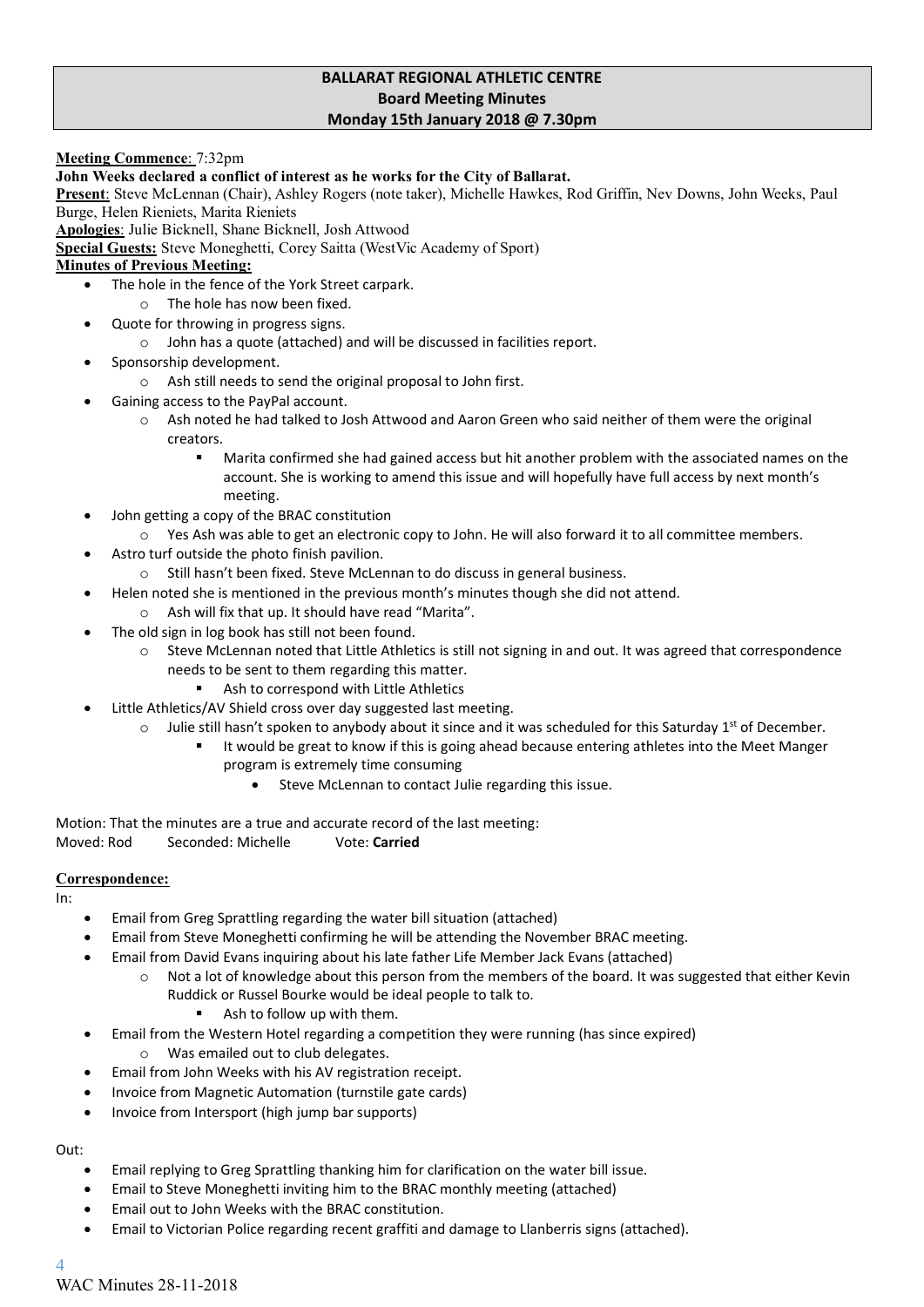**BALLARAT REGIONAL ATHLETIC CENTRE**
**Board Meeting Minutes**
**Monday 15th January 2018 @ 7.30pm**

**Meeting Commence**: 7:32pm

**John Weeks declared a conflict of interest as he works for the City of Ballarat.**

**Present**: Steve McLennan (Chair), Ashley Rogers (note taker), Michelle Hawkes, Rod Griffin, Nev Downs, John Weeks, Paul Burge, Helen Rieniets, Marita Rieniets

**Apologies**: Julie Bicknell, Shane Bicknell, Josh Attwood

**Special Guests:** Steve Moneghetti, Corey Saitta (WestVic Academy of Sport)

**Minutes of Previous Meeting:**

- The hole in the fence of the York Street carpark.
  - The hole has now been fixed.
- Quote for throwing in progress signs.
  - John has a quote (attached) and will be discussed in facilities report.
- Sponsorship development.
  - Ash still needs to send the original proposal to John first.
- Gaining access to the PayPal account.
  - Ash noted he had talked to Josh Attwood and Aaron Green who said neither of them were the original creators.
    - Marita confirmed she had gained access but hit another problem with the associated names on the account. She is working to amend this issue and will hopefully have full access by next month's meeting.
- John getting a copy of the BRAC constitution
  - Yes Ash was able to get an electronic copy to John. He will also forward it to all committee members.
- Astro turf outside the photo finish pavilion.
  - Still hasn't been fixed. Steve McLennan to do discuss in general business.
- Helen noted she is mentioned in the previous month's minutes though she did not attend.
  - Ash will fix that up. It should have read "Marita".
- The old sign in log book has still not been found.
  - Steve McLennan noted that Little Athletics is still not signing in and out. It was agreed that correspondence needs to be sent to them regarding this matter.
    - Ash to correspond with Little Athletics
- Little Athletics/AV Shield cross over day suggested last meeting.
  - Julie still hasn't spoken to anybody about it since and it was scheduled for this Saturday 1st of December.
    - It would be great to know if this is going ahead because entering athletes into the Meet Manger program is extremely time consuming
      - Steve McLennan to contact Julie regarding this issue.

Motion: That the minutes are a true and accurate record of the last meeting:
Moved: Rod Seconded: Michelle Vote: **Carried**

**Correspondence:**

In:

- Email from Greg Sprattling regarding the water bill situation (attached)
- Email from Steve Moneghetti confirming he will be attending the November BRAC meeting.
- Email from David Evans inquiring about his late father Life Member Jack Evans (attached)
  - Not a lot of knowledge about this person from the members of the board. It was suggested that either Kevin Ruddick or Russel Bourke would be ideal people to talk to.
    - Ash to follow up with them.
- Email from the Western Hotel regarding a competition they were running (has since expired)
  - Was emailed out to club delegates.
- Email from John Weeks with his AV registration receipt.
- Invoice from Magnetic Automation (turnstile gate cards)
- Invoice from Intersport (high jump bar supports)

Out:

- Email replying to Greg Sprattling thanking him for clarification on the water bill issue.
- Email to Steve Moneghetti inviting him to the BRAC monthly meeting (attached)
- Email out to John Weeks with the BRAC constitution.
- Email to Victorian Police regarding recent graffiti and damage to Llanberris signs (attached).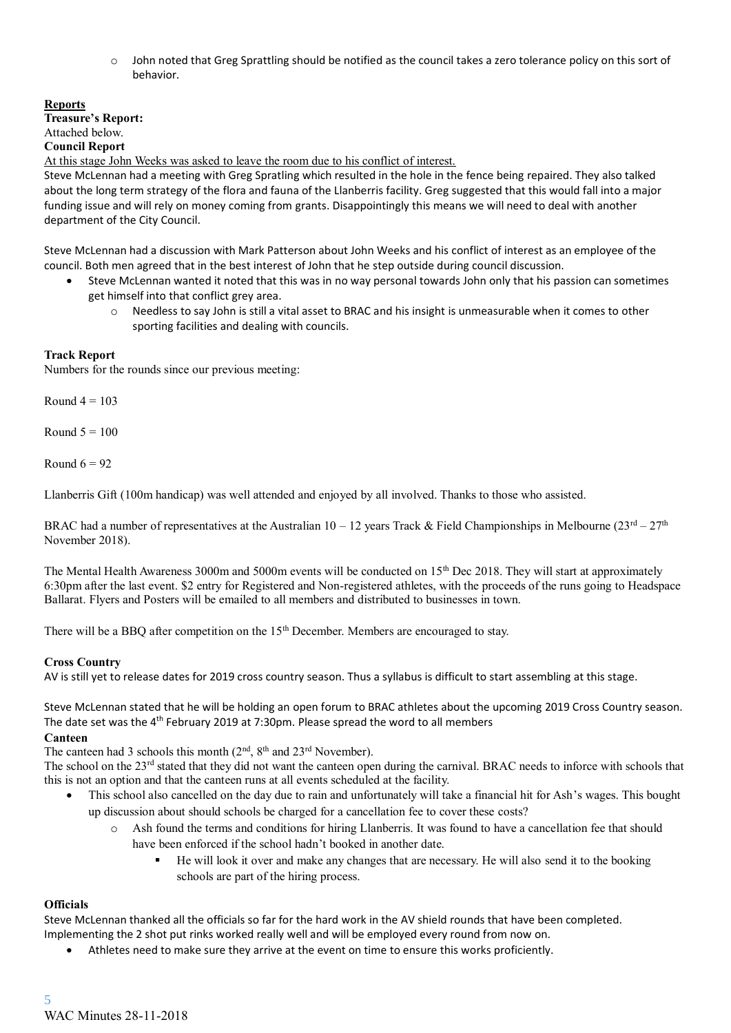- John noted that Greg Sprattling should be notified as the council takes a zero tolerance policy on this sort of behavior.

**Reports**

**Treasure's Report:**

Attached below.

**Council Report**

At this stage John Weeks was asked to leave the room due to his conflict of interest.

Steve McLennan had a meeting with Greg Spratling which resulted in the hole in the fence being repaired. They also talked about the long term strategy of the flora and fauna of the Llanberris facility. Greg suggested that this would fall into a major funding issue and will rely on money coming from grants. Disappointingly this means we will need to deal with another department of the City Council.

Steve McLennan had a discussion with Mark Patterson about John Weeks and his conflict of interest as an employee of the council. Both men agreed that in the best interest of John that he step outside during council discussion.

- Steve McLennan wanted it noted that this was in no way personal towards John only that his passion can sometimes get himself into that conflict grey area.
  - Needless to say John is still a vital asset to BRAC and his insight is unmeasurable when it comes to other sporting facilities and dealing with councils.

**Track Report**

Numbers for the rounds since our previous meeting:

Round 4 = 103

Round 5 = 100

Round 6 = 92

Llanberris Gift (100m handicap) was well attended and enjoyed by all involved. Thanks to those who assisted.

BRAC had a number of representatives at the Australian 10 – 12 years Track & Field Championships in Melbourne (23rd – 27th November 2018).

The Mental Health Awareness 3000m and 5000m events will be conducted on 15th Dec 2018. They will start at approximately 6:30pm after the last event. $2 entry for Registered and Non-registered athletes, with the proceeds of the runs going to Headspace Ballarat. Flyers and Posters will be emailed to all members and distributed to businesses in town.

There will be a BBQ after competition on the 15th December. Members are encouraged to stay.

**Cross Country**

AV is still yet to release dates for 2019 cross country season. Thus a syllabus is difficult to start assembling at this stage.

Steve McLennan stated that he will be holding an open forum to BRAC athletes about the upcoming 2019 Cross Country season. The date set was the 4th February 2019 at 7:30pm. Please spread the word to all members

**Canteen**

The canteen had 3 schools this month (2nd, 8th and 23rd November).

The school on the 23rd stated that they did not want the canteen open during the carnival. BRAC needs to inforce with schools that this is not an option and that the canteen runs at all events scheduled at the facility.

- This school also cancelled on the day due to rain and unfortunately will take a financial hit for Ash's wages. This bought up discussion about should schools be charged for a cancellation fee to cover these costs?
  - Ash found the terms and conditions for hiring Llanberris. It was found to have a cancellation fee that should have been enforced if the school hadn't booked in another date.
    - He will look it over and make any changes that are necessary. He will also send it to the booking schools are part of the hiring process.

**Officials**

Steve McLennan thanked all the officials so far for the hard work in the AV shield rounds that have been completed. Implementing the 2 shot put rinks worked really well and will be employed every round from now on.

- Athletes need to make sure they arrive at the event on time to ensure this works proficiently.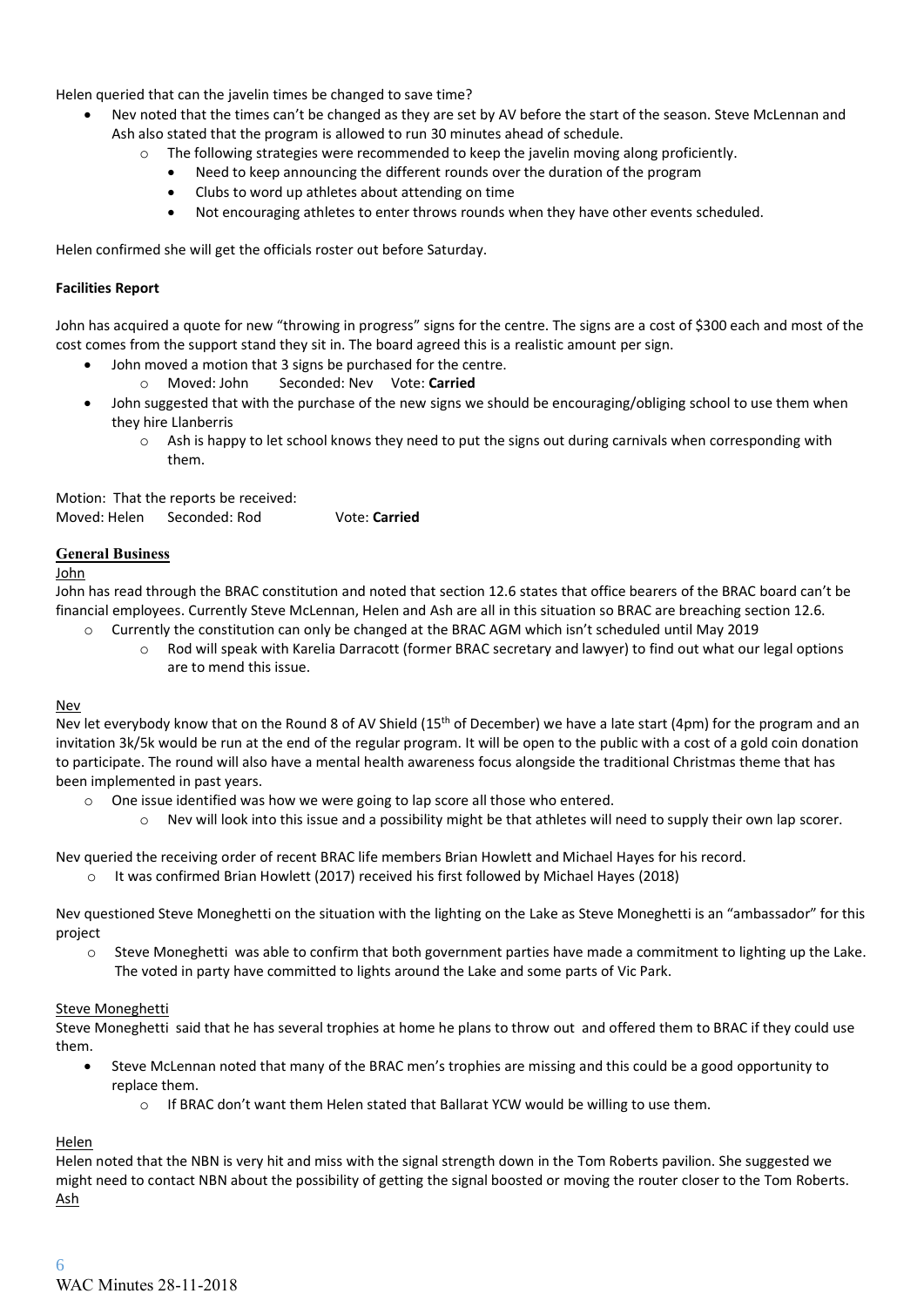Helen queried that can the javelin times be changed to save time?

- Nev noted that the times can't be changed as they are set by AV before the start of the season. Steve McLennan and Ash also stated that the program is allowed to run 30 minutes ahead of schedule.
  - The following strategies were recommended to keep the javelin moving along proficiently.
    - Need to keep announcing the different rounds over the duration of the program
    - Clubs to word up athletes about attending on time
    - Not encouraging athletes to enter throws rounds when they have other events scheduled.

Helen confirmed she will get the officials roster out before Saturday.

**Facilities Report**

John has acquired a quote for new "throwing in progress" signs for the centre. The signs are a cost of $300 each and most of the cost comes from the support stand they sit in. The board agreed this is a realistic amount per sign.

- John moved a motion that 3 signs be purchased for the centre.
  - Moved: John Seconded: Nev Vote: **Carried**
- John suggested that with the purchase of the new signs we should be encouraging/obliging school to use them when they hire Llanberris
  - Ash is happy to let school knows they need to put the signs out during carnivals when corresponding with them.

Motion: That the reports be received:
Moved: Helen Seconded: Rod Vote: **Carried**

## General Business

John

John has read through the BRAC constitution and noted that section 12.6 states that office bearers of the BRAC board can't be financial employees. Currently Steve McLennan, Helen and Ash are all in this situation so BRAC are breaching section 12.6.

- Currently the constitution can only be changed at the BRAC AGM which isn't scheduled until May 2019
  - Rod will speak with Karelia Darracott (former BRAC secretary and lawyer) to find out what our legal options are to mend this issue.

Nev

Nev let everybody know that on the Round 8 of AV Shield (15th of December) we have a late start (4pm) for the program and an invitation 3k/5k would be run at the end of the regular program. It will be open to the public with a cost of a gold coin donation to participate. The round will also have a mental health awareness focus alongside the traditional Christmas theme that has been implemented in past years.

- One issue identified was how we were going to lap score all those who entered.
  - Nev will look into this issue and a possibility might be that athletes will need to supply their own lap scorer.

Nev queried the receiving order of recent BRAC life members Brian Howlett and Michael Hayes for his record.

- It was confirmed Brian Howlett (2017) received his first followed by Michael Hayes (2018)

Nev questioned Steve Moneghetti on the situation with the lighting on the Lake as Steve Moneghetti is an "ambassador" for this project

- Steve Moneghetti was able to confirm that both government parties have made a commitment to lighting up the Lake. The voted in party have committed to lights around the Lake and some parts of Vic Park.

Steve Moneghetti

Steve Moneghetti said that he has several trophies at home he plans to throw out and offered them to BRAC if they could use them.

- Steve McLennan noted that many of the BRAC men's trophies are missing and this could be a good opportunity to replace them.
  - If BRAC don't want them Helen stated that Ballarat YCW would be willing to use them.

Helen

Helen noted that the NBN is very hit and miss with the signal strength down in the Tom Roberts pavilion. She suggested we might need to contact NBN about the possibility of getting the signal boosted or moving the router closer to the Tom Roberts.

Ash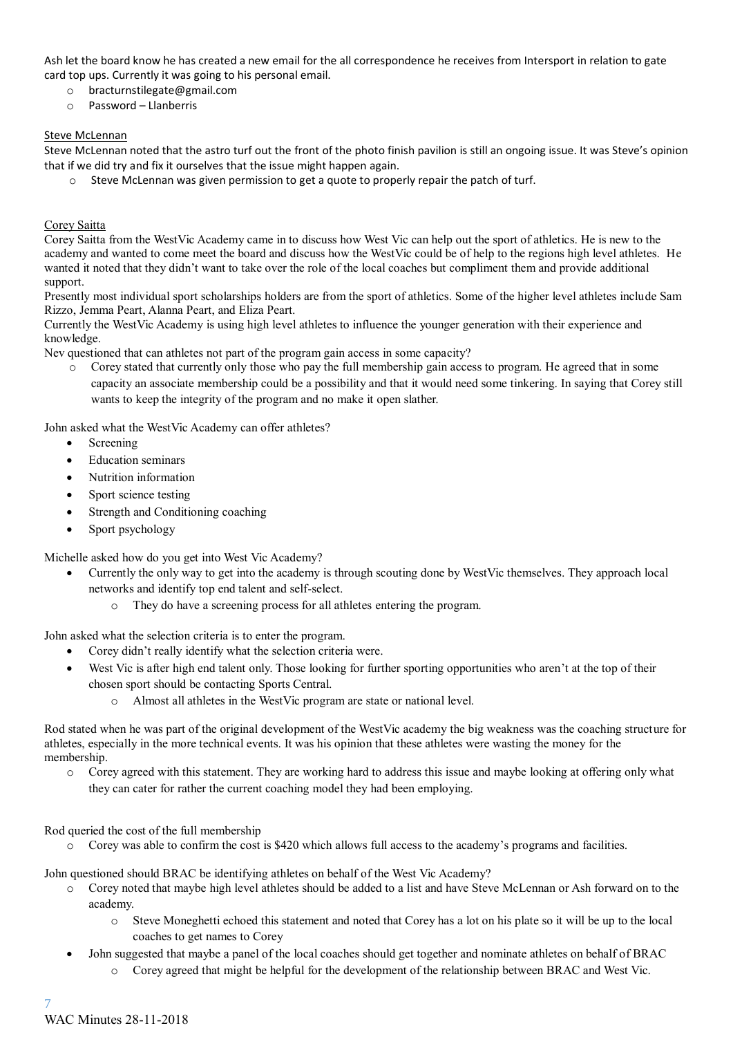Ash let the board know he has created a new email for the all correspondence he receives from Intersport in relation to gate card top ups. Currently it was going to his personal email.

- o bracturnstilegate@gmail.com
- o Password – Llanberris

Steve McLennan

Steve McLennan noted that the astro turf out the front of the photo finish pavilion is still an ongoing issue. It was Steve's opinion that if we did try and fix it ourselves that the issue might happen again.

- o Steve McLennan was given permission to get a quote to properly repair the patch of turf.

Corey Saitta

Corey Saitta from the WestVic Academy came in to discuss how West Vic can help out the sport of athletics. He is new to the academy and wanted to come meet the board and discuss how the WestVic could be of help to the regions high level athletes. He wanted it noted that they didn't want to take over the role of the local coaches but compliment them and provide additional support.

Presently most individual sport scholarships holders are from the sport of athletics. Some of the higher level athletes include Sam Rizzo, Jemma Peart, Alanna Peart, and Eliza Peart.

Currently the WestVic Academy is using high level athletes to influence the younger generation with their experience and knowledge.

Nev questioned that can athletes not part of the program gain access in some capacity?

- o Corey stated that currently only those who pay the full membership gain access to program. He agreed that in some capacity an associate membership could be a possibility and that it would need some tinkering. In saying that Corey still wants to keep the integrity of the program and no make it open slather.

John asked what the WestVic Academy can offer athletes?

- Screening
- Education seminars
- Nutrition information
- Sport science testing
- Strength and Conditioning coaching
- Sport psychology

Michelle asked how do you get into West Vic Academy?

- Currently the only way to get into the academy is through scouting done by WestVic themselves. They approach local networks and identify top end talent and self-select.
    - o They do have a screening process for all athletes entering the program.

John asked what the selection criteria is to enter the program.

- Corey didn't really identify what the selection criteria were.
- West Vic is after high end talent only. Those looking for further sporting opportunities who aren't at the top of their chosen sport should be contacting Sports Central.
    - o Almost all athletes in the WestVic program are state or national level.

Rod stated when he was part of the original development of the WestVic academy the big weakness was the coaching structure for athletes, especially in the more technical events. It was his opinion that these athletes were wasting the money for the membership.

- o Corey agreed with this statement. They are working hard to address this issue and maybe looking at offering only what they can cater for rather the current coaching model they had been employing.

Rod queried the cost of the full membership

- o Corey was able to confirm the cost is $420 which allows full access to the academy's programs and facilities.

John questioned should BRAC be identifying athletes on behalf of the West Vic Academy?

- o Corey noted that maybe high level athletes should be added to a list and have Steve McLennan or Ash forward on to the academy.
    - o Steve Moneghetti echoed this statement and noted that Corey has a lot on his plate so it will be up to the local coaches to get names to Corey
- John suggested that maybe a panel of the local coaches should get together and nominate athletes on behalf of BRAC
    - o Corey agreed that might be helpful for the development of the relationship between BRAC and West Vic.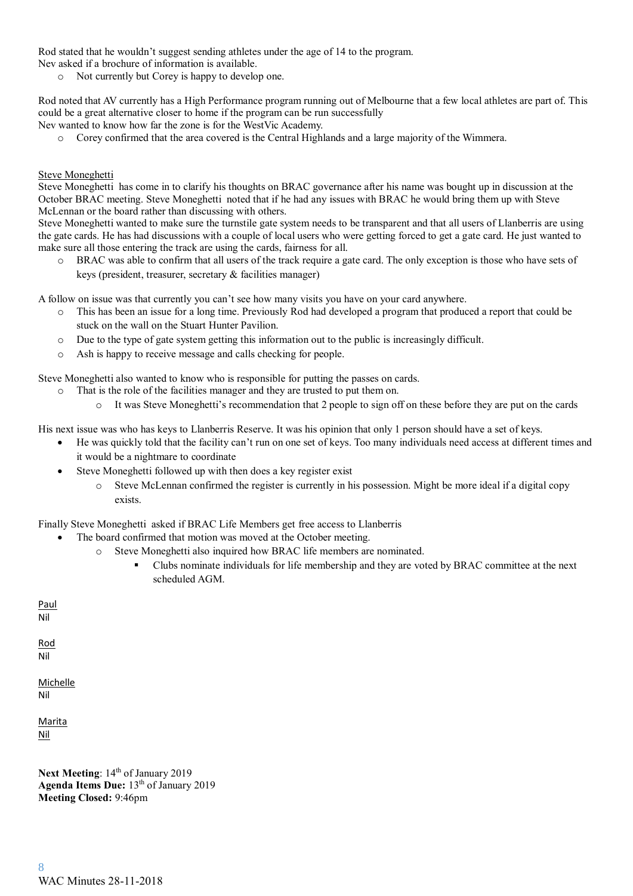Rod stated that he wouldn't suggest sending athletes under the age of 14 to the program.
Nev asked if a brochure of information is available.

- Not currently but Corey is happy to develop one.

Rod noted that AV currently has a High Performance program running out of Melbourne that a few local athletes are part of. This could be a great alternative closer to home if the program can be run successfully
Nev wanted to know how far the zone is for the WestVic Academy.

- Corey confirmed that the area covered is the Central Highlands and a large majority of the Wimmera.

Steve Moneghetti

Steve Moneghetti has come in to clarify his thoughts on BRAC governance after his name was bought up in discussion at the October BRAC meeting. Steve Moneghetti noted that if he had any issues with BRAC he would bring them up with Steve McLennan or the board rather than discussing with others.
Steve Moneghetti wanted to make sure the turnstile gate system needs to be transparent and that all users of Llanberris are using the gate cards. He has had discussions with a couple of local users who were getting forced to get a gate card. He just wanted to make sure all those entering the track are using the cards, fairness for all.

- BRAC was able to confirm that all users of the track require a gate card. The only exception is those who have sets of keys (president, treasurer, secretary & facilities manager)

A follow on issue was that currently you can't see how many visits you have on your card anywhere.

- This has been an issue for a long time. Previously Rod had developed a program that produced a report that could be stuck on the wall on the Stuart Hunter Pavilion.
- Due to the type of gate system getting this information out to the public is increasingly difficult.
- Ash is happy to receive message and calls checking for people.

Steve Moneghetti also wanted to know who is responsible for putting the passes on cards.

- That is the role of the facilities manager and they are trusted to put them on.
  - It was Steve Moneghetti's recommendation that 2 people to sign off on these before they are put on the cards

His next issue was who has keys to Llanberris Reserve. It was his opinion that only 1 person should have a set of keys.

- He was quickly told that the facility can't run on one set of keys. Too many individuals need access at different times and it would be a nightmare to coordinate
- Steve Moneghetti followed up with then does a key register exist
  - Steve McLennan confirmed the register is currently in his possession. Might be more ideal if a digital copy exists.

Finally Steve Moneghetti asked if BRAC Life Members get free access to Llanberris

- The board confirmed that motion was moved at the October meeting.
  - Steve Moneghetti also inquired how BRAC life members are nominated.
    - Clubs nominate individuals for life membership and they are voted by BRAC committee at the next scheduled AGM.

Paul
Nil

Rod
Nil

Michelle
Nil

Marita
Nil

**Next Meeting**: 14th of January 2019
**Agenda Items Due:** 13th of January 2019
**Meeting Closed:** 9:46pm